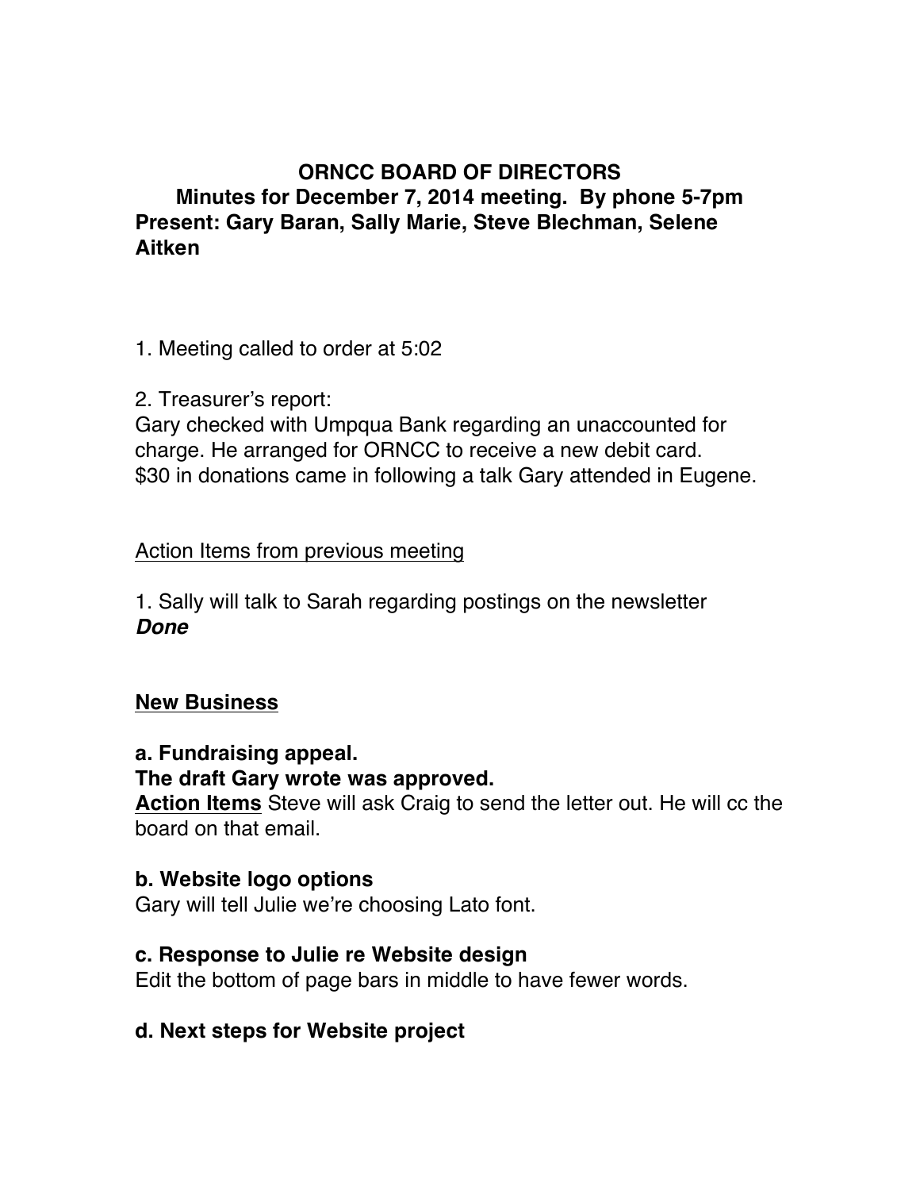**ORNCC BOARD OF DIRECTORS**

**Minutes for December 7, 2014 meeting. By phone 5-7pm**

**Present: Gary Baran, Sally Marie, Steve Blechman, Selene Aitken**

1. Meeting called to order at 5:02

2. Treasurer's report:
Gary checked with Umpqua Bank regarding an unaccounted for charge. He arranged for ORNCC to receive a new debit card.
$30 in donations came in following a talk Gary attended in Eugene.

<u>Action Items from previous meeting</u>

1. Sally will talk to Sarah regarding postings on the newsletter
***Done***

**<u>New Business</u>**

**a. Fundraising appeal.**
**The draft Gary wrote was approved.**
**<u>Action Items</u>** Steve will ask Craig to send the letter out. He will cc the board on that email.

**b. Website logo options**
Gary will tell Julie we're choosing Lato font.

**c. Response to Julie re Website design**
Edit the bottom of page bars in middle to have fewer words.

**d. Next steps for Website project**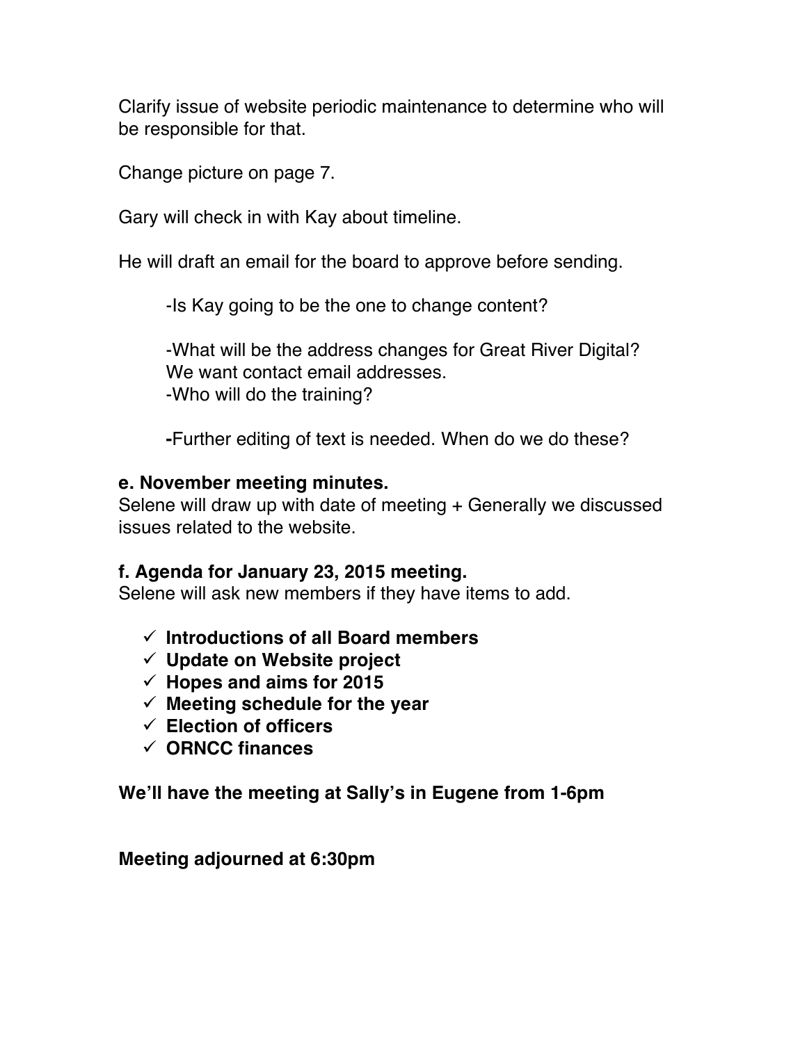Clarify issue of website periodic maintenance to determine who will be responsible for that.

Change picture on page 7.

Gary will check in with Kay about timeline.

He will draft an email for the board to approve before sending.

> -Is Kay going to be the one to change content?
>
> -What will be the address changes for Great River Digital? We want contact email addresses.
> -Who will do the training?
>
> **-**Further editing of text is needed. When do we do these?

**e. November meeting minutes.**
Selene will draw up with date of meeting + Generally we discussed issues related to the website.

**f. Agenda for January 23, 2015 meeting.**
Selene will ask new members if they have items to add.

- ✓ **Introductions of all Board members**
- ✓ **Update on Website project**
- ✓ **Hopes and aims for 2015**
- ✓ **Meeting schedule for the year**
- ✓ **Election of officers**
- ✓ **ORNCC finances**

**We'll have the meeting at Sally's in Eugene from 1-6pm**

**Meeting adjourned at 6:30pm**